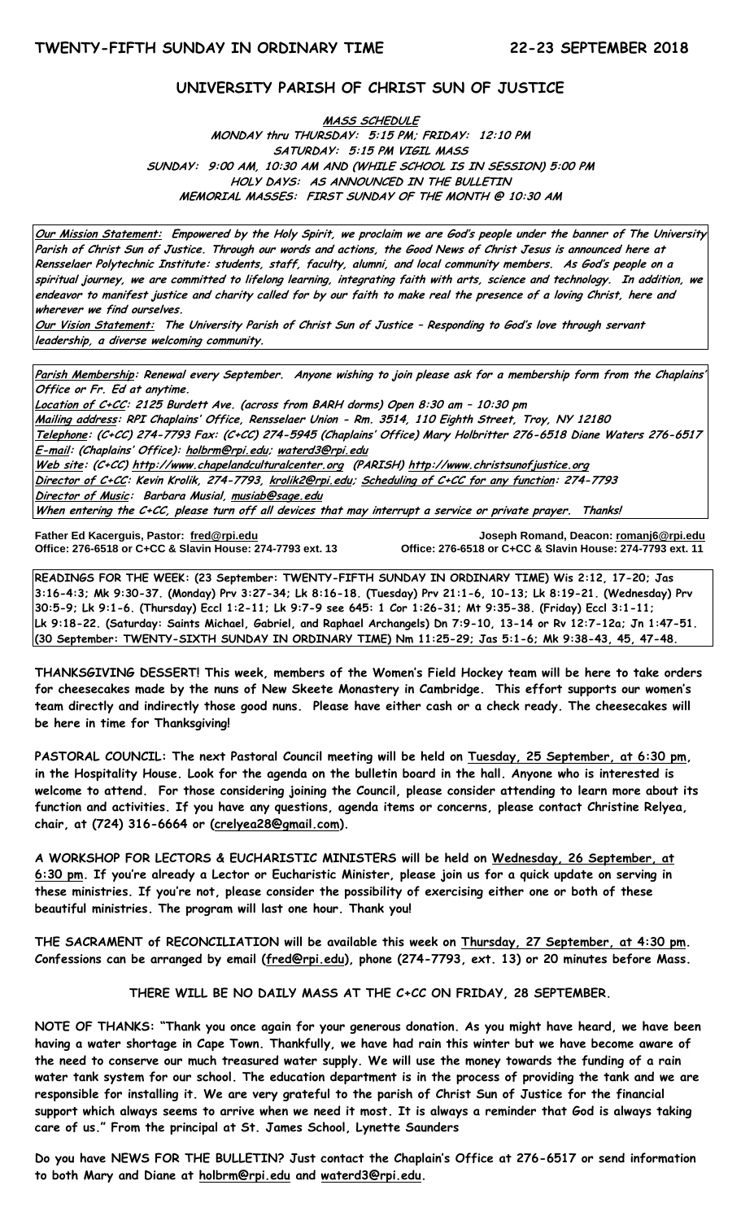**TWENTY-FIFTH SUNDAY IN ORDINARY TIME** **22-23 SEPTEMBER 2018**

# UNIVERSITY PARISH OF CHRIST SUN OF JUSTICE

**MASS SCHEDULE**

**MONDAY thru THURSDAY: 5:15 PM; FRIDAY: 12:10 PM**
**SATURDAY: 5:15 PM VIGIL MASS**
**SUNDAY: 9:00 AM, 10:30 AM AND (WHILE SCHOOL IS IN SESSION) 5:00 PM**
**HOLY DAYS: AS ANNOUNCED IN THE BULLETIN**
**MEMORIAL MASSES: FIRST SUNDAY OF THE MONTH @ 10:30 AM**

***Our Mission Statement:*** ***Empowered by the Holy Spirit, we proclaim we are God's people under the banner of The University Parish of Christ Sun of Justice. Through our words and actions, the Good News of Christ Jesus is announced here at Rensselaer Polytechnic Institute: students, staff, faculty, alumni, and local community members. As God's people on a spiritual journey, we are committed to lifelong learning, integrating faith with arts, science and technology. In addition, we endeavor to manifest justice and charity called for by our faith to make real the presence of a loving Christ, here and wherever we find ourselves.***

***Our Vision Statement:*** ***The University Parish of Christ Sun of Justice – Responding to God's love through servant leadership, a diverse welcoming community.***

***Parish Membership: Renewal every September. Anyone wishing to join please ask for a membership form from the Chaplains' Office or Fr. Ed at anytime.***

***Location of C+CC: 2125 Burdett Ave. (across from BARH dorms) Open 8:30 am – 10:30 pm***

***Mailing address: RPI Chaplains' Office, Rensselaer Union - Rm. 3514, 110 Eighth Street, Troy, NY 12180***

***Telephone: (C+CC) 274-7793 Fax: (C+CC) 274-5945 (Chaplains' Office) Mary Holbritter 276-6518 Diane Waters 276-6517***

***E-mail: (Chaplains' Office): holbrm@rpi.edu; waterd3@rpi.edu***

***Web site: (C+CC) http://www.chapelandculturalcenter.org (PARISH) http://www.christsunofjustice.org***

***Director of C+CC: Kevin Krolik, 274-7793, krolik2@rpi.edu; Scheduling of C+CC for any function: 274-7793***

***Director of Music: Barbara Musial, musiab@sage.edu***

***When entering the C+CC, please turn off all devices that may interrupt a service or private prayer. Thanks!***

**Father Ed Kacerguis, Pastor: fred@rpi.edu**
**Office: 276-6518 or C+CC & Slavin House: 274-7793 ext. 13**

**Joseph Romand, Deacon: romanj6@rpi.edu**
**Office: 276-6518 or C+CC & Slavin House: 274-7793 ext. 11**

**READINGS FOR THE WEEK: (23 September: TWENTY-FIFTH SUNDAY IN ORDINARY TIME) Wis 2:12, 17-20; Jas 3:16-4:3; Mk 9:30-37. (Monday) Prv 3:27-34; Lk 8:16-18. (Tuesday) Prv 21:1-6, 10-13; Lk 8:19-21. (Wednesday) Prv 30:5-9; Lk 9:1-6. (Thursday) Eccl 1:2-11; Lk 9:7-9 see 645: 1 Cor 1:26-31; Mt 9:35-38. (Friday) Eccl 3:1-11; Lk 9:18-22. (Saturday: Saints Michael, Gabriel, and Raphael Archangels) Dn 7:9-10, 13-14 or Rv 12:7-12a; Jn 1:47-51. (30 September: TWENTY-SIXTH SUNDAY IN ORDINARY TIME) Nm 11:25-29; Jas 5:1-6; Mk 9:38-43, 45, 47-48.**

**THANKSGIVING DESSERT! This week, members of the Women's Field Hockey team will be here to take orders for cheesecakes made by the nuns of New Skeete Monastery in Cambridge. This effort supports our women's team directly and indirectly those good nuns. Please have either cash or a check ready. The cheesecakes will be here in time for Thanksgiving!**

**PASTORAL COUNCIL: The next Pastoral Council meeting will be held on Tuesday, 25 September, at 6:30 pm, in the Hospitality House. Look for the agenda on the bulletin board in the hall. Anyone who is interested is welcome to attend. For those considering joining the Council, please consider attending to learn more about its function and activities. If you have any questions, agenda items or concerns, please contact Christine Relyea, chair, at (724) 316-6664 or (crelyea28@gmail.com).**

**A WORKSHOP FOR LECTORS & EUCHARISTIC MINISTERS will be held on Wednesday, 26 September, at 6:30 pm. If you're already a Lector or Eucharistic Minister, please join us for a quick update on serving in these ministries. If you're not, please consider the possibility of exercising either one or both of these beautiful ministries. The program will last one hour. Thank you!**

**THE SACRAMENT of RECONCILIATION will be available this week on Thursday, 27 September, at 4:30 pm. Confessions can be arranged by email (fred@rpi.edu), phone (274-7793, ext. 13) or 20 minutes before Mass.**

**THERE WILL BE NO DAILY MASS AT THE C+CC ON FRIDAY, 28 SEPTEMBER.**

**NOTE OF THANKS: "Thank you once again for your generous donation. As you might have heard, we have been having a water shortage in Cape Town. Thankfully, we have had rain this winter but we have become aware of the need to conserve our much treasured water supply. We will use the money towards the funding of a rain water tank system for our school. The education department is in the process of providing the tank and we are responsible for installing it. We are very grateful to the parish of Christ Sun of Justice for the financial support which always seems to arrive when we need it most. It is always a reminder that God is always taking care of us." From the principal at St. James School, Lynette Saunders**

**Do you have NEWS FOR THE BULLETIN? Just contact the Chaplain's Office at 276-6517 or send information to both Mary and Diane at holbrm@rpi.edu and waterd3@rpi.edu.**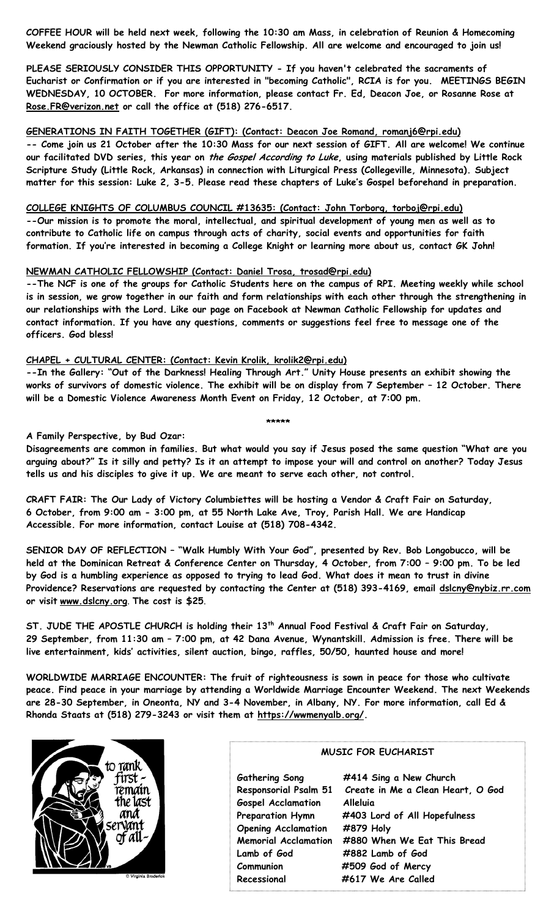**COFFEE HOUR will be held next week, following the 10:30 am Mass, in celebration of Reunion & Homecoming Weekend graciously hosted by the Newman Catholic Fellowship. All are welcome and encouraged to join us!**

**PLEASE SERIOUSLY CONSIDER THIS OPPORTUNITY - If you haven't celebrated the sacraments of Eucharist or Confirmation or if you are interested in "becoming Catholic", RCIA is for you. MEETINGS BEGIN WEDNESDAY, 10 OCTOBER. For more information, please contact Fr. Ed, Deacon Joe, or Rosanne Rose at Rose.FR@verizon.net or call the office at (518) 276-6517.**

**GENERATIONS IN FAITH TOGETHER (GIFT): (Contact: Deacon Joe Romand, romanj6@rpi.edu)**

**-- Come join us 21 October after the 10:30 Mass for our next session of GIFT. All are welcome! We continue our facilitated DVD series, this year on *the Gospel According to Luke*, using materials published by Little Rock Scripture Study (Little Rock, Arkansas) in connection with Liturgical Press (Collegeville, Minnesota). Subject matter for this session: Luke 2, 3-5. Please read these chapters of Luke's Gospel beforehand in preparation.**

**COLLEGE KNIGHTS OF COLUMBUS COUNCIL #13635: (Contact: John Torborg, torboj@rpi.edu)**

**--Our mission is to promote the moral, intellectual, and spiritual development of young men as well as to contribute to Catholic life on campus through acts of charity, social events and opportunities for faith formation. If you're interested in becoming a College Knight or learning more about us, contact GK John!**

**NEWMAN CATHOLIC FELLOWSHIP (Contact: Daniel Trosa, trosad@rpi.edu)**

**--The NCF is one of the groups for Catholic Students here on the campus of RPI. Meeting weekly while school is in session, we grow together in our faith and form relationships with each other through the strengthening in our relationships with the Lord. Like our page on Facebook at Newman Catholic Fellowship for updates and contact information. If you have any questions, comments or suggestions feel free to message one of the officers. God bless!**

**CHAPEL + CULTURAL CENTER: (Contact: Kevin Krolik, krolik2@rpi.edu)**

**--In the Gallery: "Out of the Darkness! Healing Through Art." Unity House presents an exhibit showing the works of survivors of domestic violence. The exhibit will be on display from 7 September – 12 October. There will be a Domestic Violence Awareness Month Event on Friday, 12 October, at 7:00 pm.**

*****

**A Family Perspective, by Bud Ozar:**

**Disagreements are common in families. But what would you say if Jesus posed the same question "What are you arguing about?" Is it silly and petty? Is it an attempt to impose your will and control on another? Today Jesus tells us and his disciples to give it up. We are meant to serve each other, not control.**

**CRAFT FAIR: The Our Lady of Victory Columbiettes will be hosting a Vendor & Craft Fair on Saturday, 6 October, from 9:00 am - 3:00 pm, at 55 North Lake Ave, Troy, Parish Hall. We are Handicap Accessible. For more information, contact Louise at (518) 708-4342.**

**SENIOR DAY OF REFLECTION – "Walk Humbly With Your God", presented by Rev. Bob Longobucco, will be held at the Dominican Retreat & Conference Center on Thursday, 4 October, from 7:00 – 9:00 pm. To be led by God is a humbling experience as opposed to trying to lead God. What does it mean to trust in divine Providence? Reservations are requested by contacting the Center at (518) 393-4169, email dslcny@nybiz.rr.com or visit www.dslcny.org. The cost is $25.**

**ST. JUDE THE APOSTLE CHURCH is holding their 13th Annual Food Festival & Craft Fair on Saturday, 29 September, from 11:30 am – 7:00 pm, at 42 Dana Avenue, Wynantskill. Admission is free. There will be live entertainment, kids' activities, silent auction, bingo, raffles, 50/50, haunted house and more!**

**WORLDWIDE MARRIAGE ENCOUNTER: The fruit of righteousness is sown in peace for those who cultivate peace. Find peace in your marriage by attending a Worldwide Marriage Encounter Weekend. The next Weekends are 28-30 September, in Oneonta, NY and 3-4 November, in Albany, NY. For more information, call Ed & Rhonda Staats at (518) 279-3243 or visit them at https://wwmenyalb.org/.**

to rank first - remain the last and servant of all -

© Virginia Broderick

**MUSIC FOR EUCHARIST**

| | |
|---|---|
| Gathering Song | #414 Sing a New Church |
| Responsorial Psalm 51 | Create in Me a Clean Heart, O God |
| Gospel Acclamation | Alleluia |
| Preparation Hymn | #403 Lord of All Hopefulness |
| Opening Acclamation | #879 Holy |
| Memorial Acclamation | #880 When We Eat This Bread |
| Lamb of God | #882 Lamb of God |
| Communion | #509 God of Mercy |
| Recessional | #617 We Are Called |